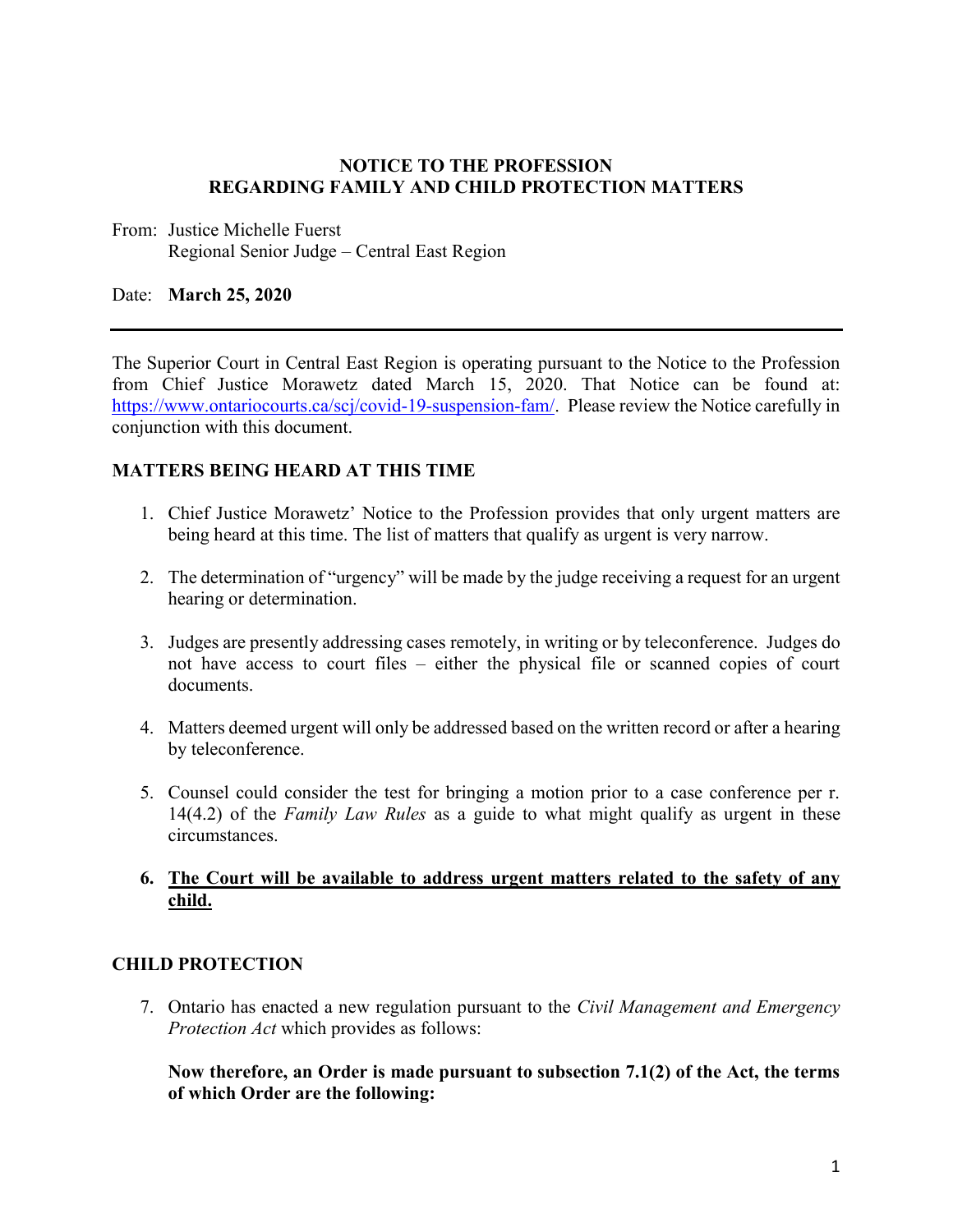**NOTICE TO THE PROFESSION**
**REGARDING FAMILY AND CHILD PROTECTION MATTERS**

From: Justice Michelle Fuerst
Regional Senior Judge – Central East Region

Date: **March 25, 2020**

---

The Superior Court in Central East Region is operating pursuant to the Notice to the Profession from Chief Justice Morawetz dated March 15, 2020. That Notice can be found at: [https://www.ontariocourts.ca/scj/covid-19-suspension-fam/](https://www.ontariocourts.ca/scj/covid-19-suspension-fam/). Please review the Notice carefully in conjunction with this document.

## MATTERS BEING HEARD AT THIS TIME

1. Chief Justice Morawetz' Notice to the Profession provides that only urgent matters are being heard at this time. The list of matters that qualify as urgent is very narrow.

2. The determination of "urgency" will be made by the judge receiving a request for an urgent hearing or determination.

3. Judges are presently addressing cases remotely, in writing or by teleconference. Judges do not have access to court files – either the physical file or scanned copies of court documents.

4. Matters deemed urgent will only be addressed based on the written record or after a hearing by teleconference.

5. Counsel could consider the test for bringing a motion prior to a case conference per r. 14(4.2) of the *Family Law Rules* as a guide to what might qualify as urgent in these circumstances.

6. **The Court will be available to address urgent matters related to the safety of any child.**

## CHILD PROTECTION

7. Ontario has enacted a new regulation pursuant to the *Civil Management and Emergency Protection Act* which provides as follows:

   **Now therefore, an Order is made pursuant to subsection 7.1(2) of the Act, the terms of which Order are the following:**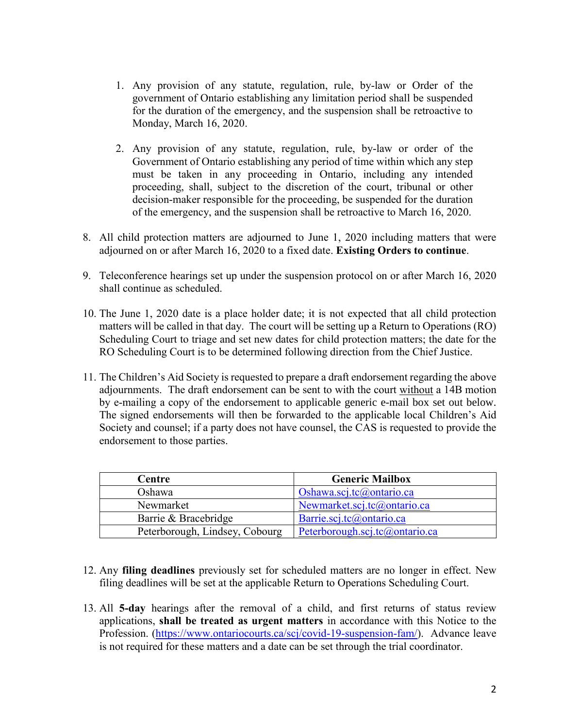1. Any provision of any statute, regulation, rule, by-law or Order of the government of Ontario establishing any limitation period shall be suspended for the duration of the emergency, and the suspension shall be retroactive to Monday, March 16, 2020.

2. Any provision of any statute, regulation, rule, by-law or order of the Government of Ontario establishing any period of time within which any step must be taken in any proceeding in Ontario, including any intended proceeding, shall, subject to the discretion of the court, tribunal or other decision-maker responsible for the proceeding, be suspended for the duration of the emergency, and the suspension shall be retroactive to March 16, 2020.

8. All child protection matters are adjourned to June 1, 2020 including matters that were adjourned on or after March 16, 2020 to a fixed date. **Existing Orders to continue**.

9. Teleconference hearings set up under the suspension protocol on or after March 16, 2020 shall continue as scheduled.

10. The June 1, 2020 date is a place holder date; it is not expected that all child protection matters will be called in that day. The court will be setting up a Return to Operations (RO) Scheduling Court to triage and set new dates for child protection matters; the date for the RO Scheduling Court is to be determined following direction from the Chief Justice.

11. The Children's Aid Society is requested to prepare a draft endorsement regarding the above adjournments. The draft endorsement can be sent to with the court without a 14B motion by e-mailing a copy of the endorsement to applicable generic e-mail box set out below. The signed endorsements will then be forwarded to the applicable local Children's Aid Society and counsel; if a party does not have counsel, the CAS is requested to provide the endorsement to those parties.

| Centre | Generic Mailbox |
|---|---|
| Oshawa | Oshawa.scj.tc@ontario.ca |
| Newmarket | Newmarket.scj.tc@ontario.ca |
| Barrie & Bracebridge | Barrie.scj.tc@ontario.ca |
| Peterborough, Lindsey, Cobourg | Peterborough.scj.tc@ontario.ca |

12. Any **filing deadlines** previously set for scheduled matters are no longer in effect. New filing deadlines will be set at the applicable Return to Operations Scheduling Court.

13. All **5-day** hearings after the removal of a child, and first returns of status review applications, **shall be treated as urgent matters** in accordance with this Notice to the Profession. (https://www.ontariocourts.ca/scj/covid-19-suspension-fam/). Advance leave is not required for these matters and a date can be set through the trial coordinator.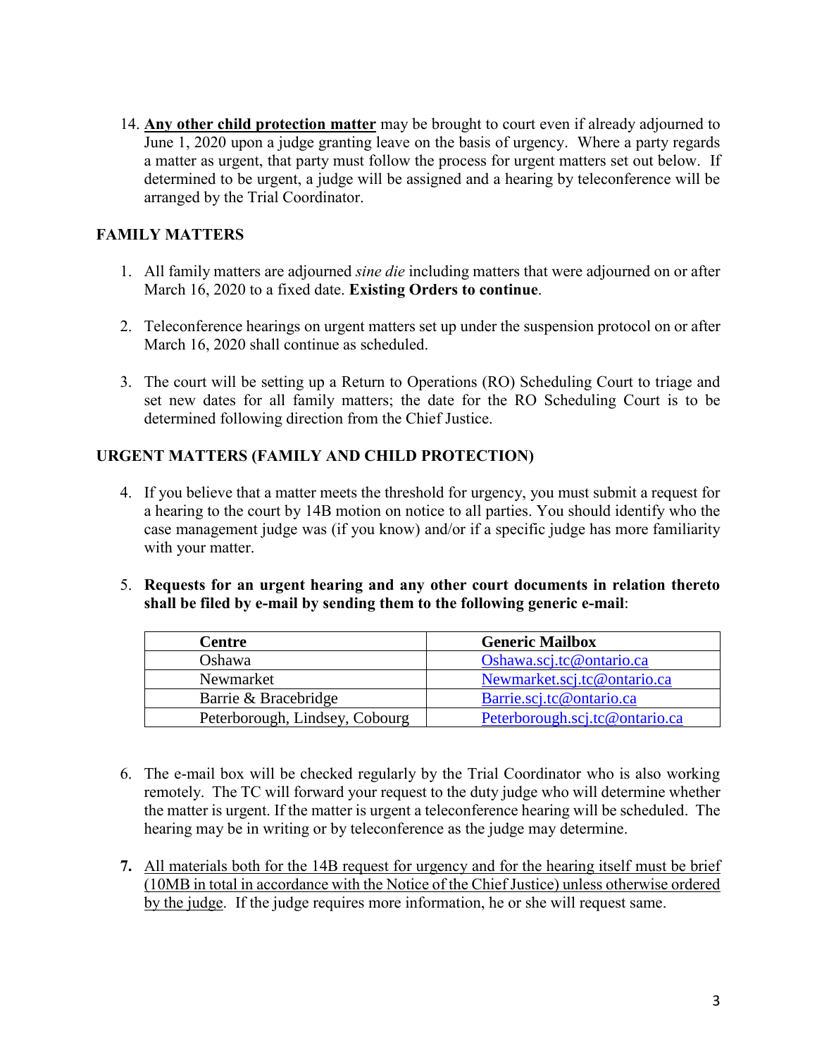14. **<u>Any other child protection matter</u>** may be brought to court even if already adjourned to June 1, 2020 upon a judge granting leave on the basis of urgency. Where a party regards a matter as urgent, that party must follow the process for urgent matters set out below. If determined to be urgent, a judge will be assigned and a hearing by teleconference will be arranged by the Trial Coordinator.

## FAMILY MATTERS

1. All family matters are adjourned *sine die* including matters that were adjourned on or after March 16, 2020 to a fixed date. **Existing Orders to continue**.

2. Teleconference hearings on urgent matters set up under the suspension protocol on or after March 16, 2020 shall continue as scheduled.

3. The court will be setting up a Return to Operations (RO) Scheduling Court to triage and set new dates for all family matters; the date for the RO Scheduling Court is to be determined following direction from the Chief Justice.

## URGENT MATTERS (FAMILY AND CHILD PROTECTION)

4. If you believe that a matter meets the threshold for urgency, you must submit a request for a hearing to the court by 14B motion on notice to all parties. You should identify who the case management judge was (if you know) and/or if a specific judge has more familiarity with your matter.

5. **Requests for an urgent hearing and any other court documents in relation thereto shall be filed by e-mail by sending them to the following generic e-mail**:

| Centre | Generic Mailbox |
| --- | --- |
| Oshawa | Oshawa.scj.tc@ontario.ca |
| Newmarket | Newmarket.scj.tc@ontario.ca |
| Barrie & Bracebridge | Barrie.scj.tc@ontario.ca |
| Peterborough, Lindsey, Cobourg | Peterborough.scj.tc@ontario.ca |

6. The e-mail box will be checked regularly by the Trial Coordinator who is also working remotely. The TC will forward your request to the duty judge who will determine whether the matter is urgent. If the matter is urgent a teleconference hearing will be scheduled. The hearing may be in writing or by teleconference as the judge may determine.

7. <u>All materials both for the 14B request for urgency and for the hearing itself must be brief (10MB in total in accordance with the Notice of the Chief Justice) unless otherwise ordered by the judge</u>. If the judge requires more information, he or she will request same.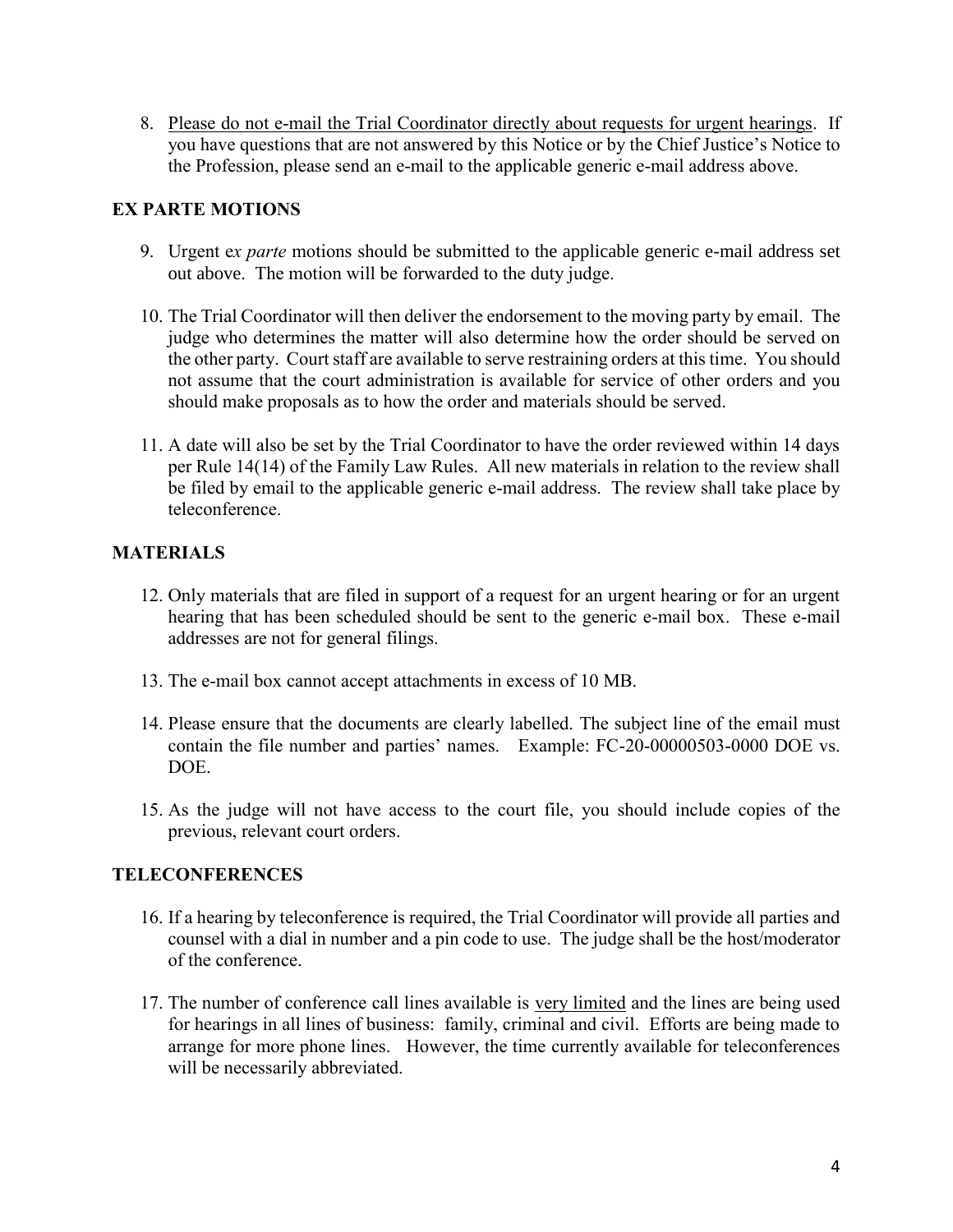8. <u>Please do not e-mail the Trial Coordinator directly about requests for urgent hearings</u>. If you have questions that are not answered by this Notice or by the Chief Justice's Notice to the Profession, please send an e-mail to the applicable generic e-mail address above.

## EX PARTE MOTIONS

9. Urgent e*x parte* motions should be submitted to the applicable generic e-mail address set out above. The motion will be forwarded to the duty judge.

10. The Trial Coordinator will then deliver the endorsement to the moving party by email. The judge who determines the matter will also determine how the order should be served on the other party. Court staff are available to serve restraining orders at this time. You should not assume that the court administration is available for service of other orders and you should make proposals as to how the order and materials should be served.

11. A date will also be set by the Trial Coordinator to have the order reviewed within 14 days per Rule 14(14) of the Family Law Rules. All new materials in relation to the review shall be filed by email to the applicable generic e-mail address. The review shall take place by teleconference.

## MATERIALS

12. Only materials that are filed in support of a request for an urgent hearing or for an urgent hearing that has been scheduled should be sent to the generic e-mail box. These e-mail addresses are not for general filings.

13. The e-mail box cannot accept attachments in excess of 10 MB.

14. Please ensure that the documents are clearly labelled. The subject line of the email must contain the file number and parties' names. Example: FC-20-00000503-0000 DOE vs. DOE.

15. As the judge will not have access to the court file, you should include copies of the previous, relevant court orders.

## TELECONFERENCES

16. If a hearing by teleconference is required, the Trial Coordinator will provide all parties and counsel with a dial in number and a pin code to use. The judge shall be the host/moderator of the conference.

17. The number of conference call lines available is <u>very limited</u> and the lines are being used for hearings in all lines of business: family, criminal and civil. Efforts are being made to arrange for more phone lines. However, the time currently available for teleconferences will be necessarily abbreviated.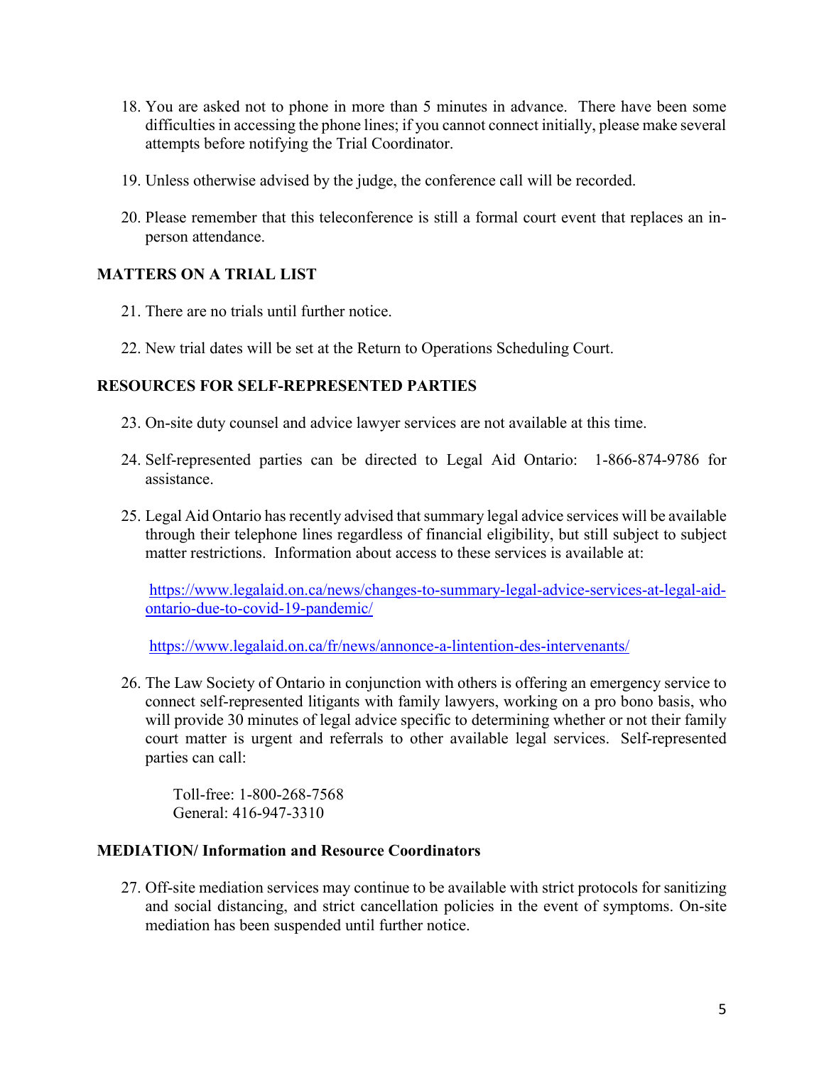18. You are asked not to phone in more than 5 minutes in advance. There have been some difficulties in accessing the phone lines; if you cannot connect initially, please make several attempts before notifying the Trial Coordinator.

19. Unless otherwise advised by the judge, the conference call will be recorded.

20. Please remember that this teleconference is still a formal court event that replaces an in-person attendance.

**MATTERS ON A TRIAL LIST**

21. There are no trials until further notice.

22. New trial dates will be set at the Return to Operations Scheduling Court.

**RESOURCES FOR SELF-REPRESENTED PARTIES**

23. On-site duty counsel and advice lawyer services are not available at this time.

24. Self-represented parties can be directed to Legal Aid Ontario: 1-866-874-9786 for assistance.

25. Legal Aid Ontario has recently advised that summary legal advice services will be available through their telephone lines regardless of financial eligibility, but still subject to subject matter restrictions. Information about access to these services is available at:

    https://www.legalaid.on.ca/news/changes-to-summary-legal-advice-services-at-legal-aid-ontario-due-to-covid-19-pandemic/

    https://www.legalaid.on.ca/fr/news/annonce-a-lintention-des-intervenants/

26. The Law Society of Ontario in conjunction with others is offering an emergency service to connect self-represented litigants with family lawyers, working on a pro bono basis, who will provide 30 minutes of legal advice specific to determining whether or not their family court matter is urgent and referrals to other available legal services. Self-represented parties can call:

    Toll-free: 1-800-268-7568
    General: 416-947-3310

**MEDIATION/ Information and Resource Coordinators**

27. Off-site mediation services may continue to be available with strict protocols for sanitizing and social distancing, and strict cancellation policies in the event of symptoms. On-site mediation has been suspended until further notice.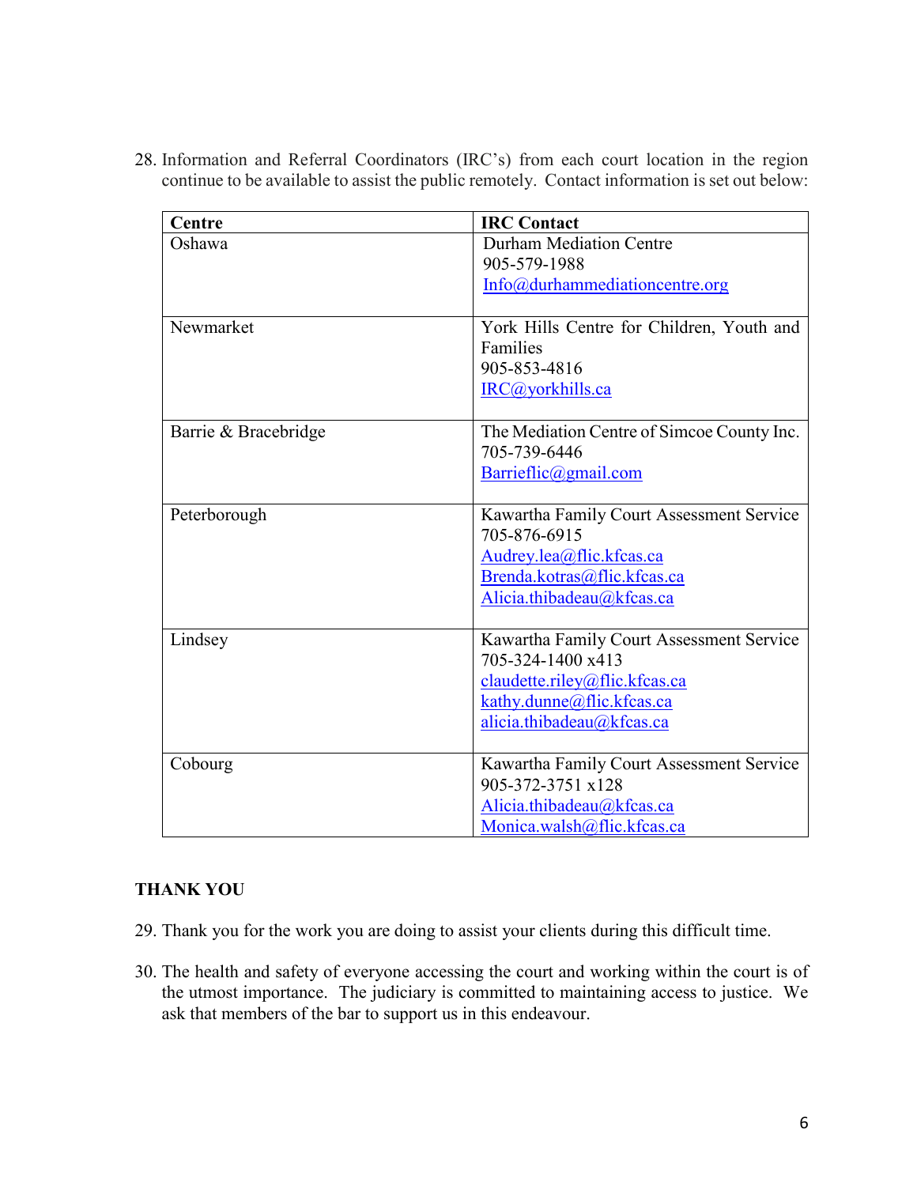28. Information and Referral Coordinators (IRC's) from each court location in the region continue to be available to assist the public remotely. Contact information is set out below:

| Centre | IRC Contact |
| --- | --- |
| Oshawa | Durham Mediation Centre<br>905-579-1988<br>Info@durhammediationcentre.org |
| Newmarket | York Hills Centre for Children, Youth and Families<br>905-853-4816<br>IRC@yorkhills.ca |
| Barrie & Bracebridge | The Mediation Centre of Simcoe County Inc.<br>705-739-6446<br>Barrieflic@gmail.com |
| Peterborough | Kawartha Family Court Assessment Service<br>705-876-6915<br>Audrey.lea@flic.kfcas.ca<br>Brenda.kotras@flic.kfcas.ca<br>Alicia.thibadeau@kfcas.ca |
| Lindsey | Kawartha Family Court Assessment Service<br>705-324-1400 x413<br>claudette.riley@flic.kfcas.ca<br>kathy.dunne@flic.kfcas.ca<br>alicia.thibadeau@kfcas.ca |
| Cobourg | Kawartha Family Court Assessment Service<br>905-372-3751 x128<br>Alicia.thibadeau@kfcas.ca<br>Monica.walsh@flic.kfcas.ca |

**THANK YOU**

29. Thank you for the work you are doing to assist your clients during this difficult time.

30. The health and safety of everyone accessing the court and working within the court is of the utmost importance. The judiciary is committed to maintaining access to justice. We ask that members of the bar to support us in this endeavour.